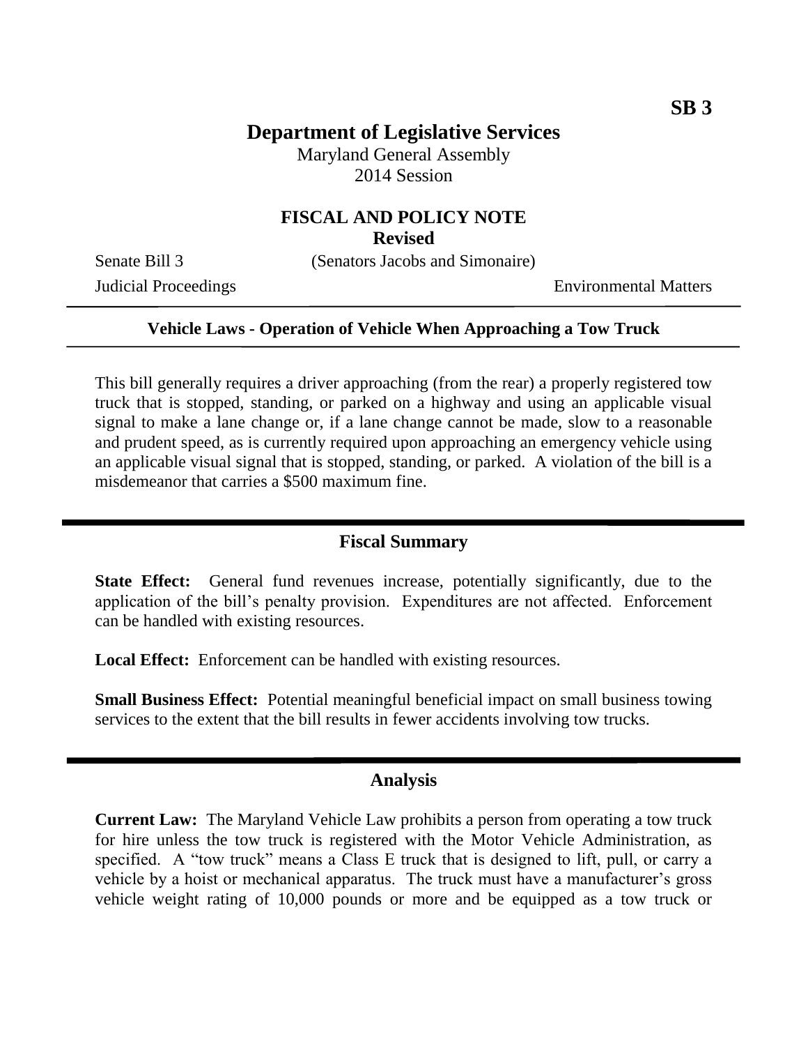**SB 3**

# Department of Legislative Services

Maryland General Assembly
2014 Session

## FISCAL AND POLICY NOTE
**Revised**

Senate Bill 3 (Senators Jacobs and Simonaire)

Judicial Proceedings Environmental Matters

---

**Vehicle Laws - Operation of Vehicle When Approaching a Tow Truck**

---

This bill generally requires a driver approaching (from the rear) a properly registered tow truck that is stopped, standing, or parked on a highway and using an applicable visual signal to make a lane change or, if a lane change cannot be made, slow to a reasonable and prudent speed, as is currently required upon approaching an emergency vehicle using an applicable visual signal that is stopped, standing, or parked. A violation of the bill is a misdemeanor that carries a $500 maximum fine.

---

## Fiscal Summary

**State Effect:** General fund revenues increase, potentially significantly, due to the application of the bill's penalty provision. Expenditures are not affected. Enforcement can be handled with existing resources.

**Local Effect:** Enforcement can be handled with existing resources.

**Small Business Effect:** Potential meaningful beneficial impact on small business towing services to the extent that the bill results in fewer accidents involving tow trucks.

---

## Analysis

**Current Law:** The Maryland Vehicle Law prohibits a person from operating a tow truck for hire unless the tow truck is registered with the Motor Vehicle Administration, as specified. A "tow truck" means a Class E truck that is designed to lift, pull, or carry a vehicle by a hoist or mechanical apparatus. The truck must have a manufacturer's gross vehicle weight rating of 10,000 pounds or more and be equipped as a tow truck or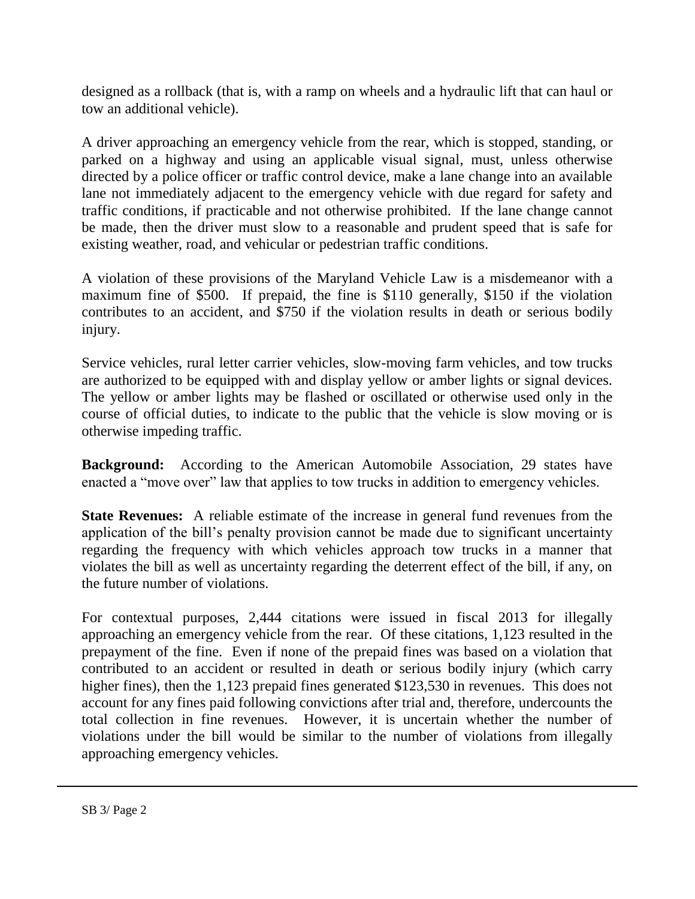designed as a rollback (that is, with a ramp on wheels and a hydraulic lift that can haul or tow an additional vehicle).

A driver approaching an emergency vehicle from the rear, which is stopped, standing, or parked on a highway and using an applicable visual signal, must, unless otherwise directed by a police officer or traffic control device, make a lane change into an available lane not immediately adjacent to the emergency vehicle with due regard for safety and traffic conditions, if practicable and not otherwise prohibited. If the lane change cannot be made, then the driver must slow to a reasonable and prudent speed that is safe for existing weather, road, and vehicular or pedestrian traffic conditions.

A violation of these provisions of the Maryland Vehicle Law is a misdemeanor with a maximum fine of $500. If prepaid, the fine is $110 generally, $150 if the violation contributes to an accident, and $750 if the violation results in death or serious bodily injury.

Service vehicles, rural letter carrier vehicles, slow-moving farm vehicles, and tow trucks are authorized to be equipped with and display yellow or amber lights or signal devices. The yellow or amber lights may be flashed or oscillated or otherwise used only in the course of official duties, to indicate to the public that the vehicle is slow moving or is otherwise impeding traffic.

**Background:** According to the American Automobile Association, 29 states have enacted a "move over" law that applies to tow trucks in addition to emergency vehicles.

**State Revenues:** A reliable estimate of the increase in general fund revenues from the application of the bill's penalty provision cannot be made due to significant uncertainty regarding the frequency with which vehicles approach tow trucks in a manner that violates the bill as well as uncertainty regarding the deterrent effect of the bill, if any, on the future number of violations.

For contextual purposes, 2,444 citations were issued in fiscal 2013 for illegally approaching an emergency vehicle from the rear. Of these citations, 1,123 resulted in the prepayment of the fine. Even if none of the prepaid fines was based on a violation that contributed to an accident or resulted in death or serious bodily injury (which carry higher fines), then the 1,123 prepaid fines generated $123,530 in revenues. This does not account for any fines paid following convictions after trial and, therefore, undercounts the total collection in fine revenues. However, it is uncertain whether the number of violations under the bill would be similar to the number of violations from illegally approaching emergency vehicles.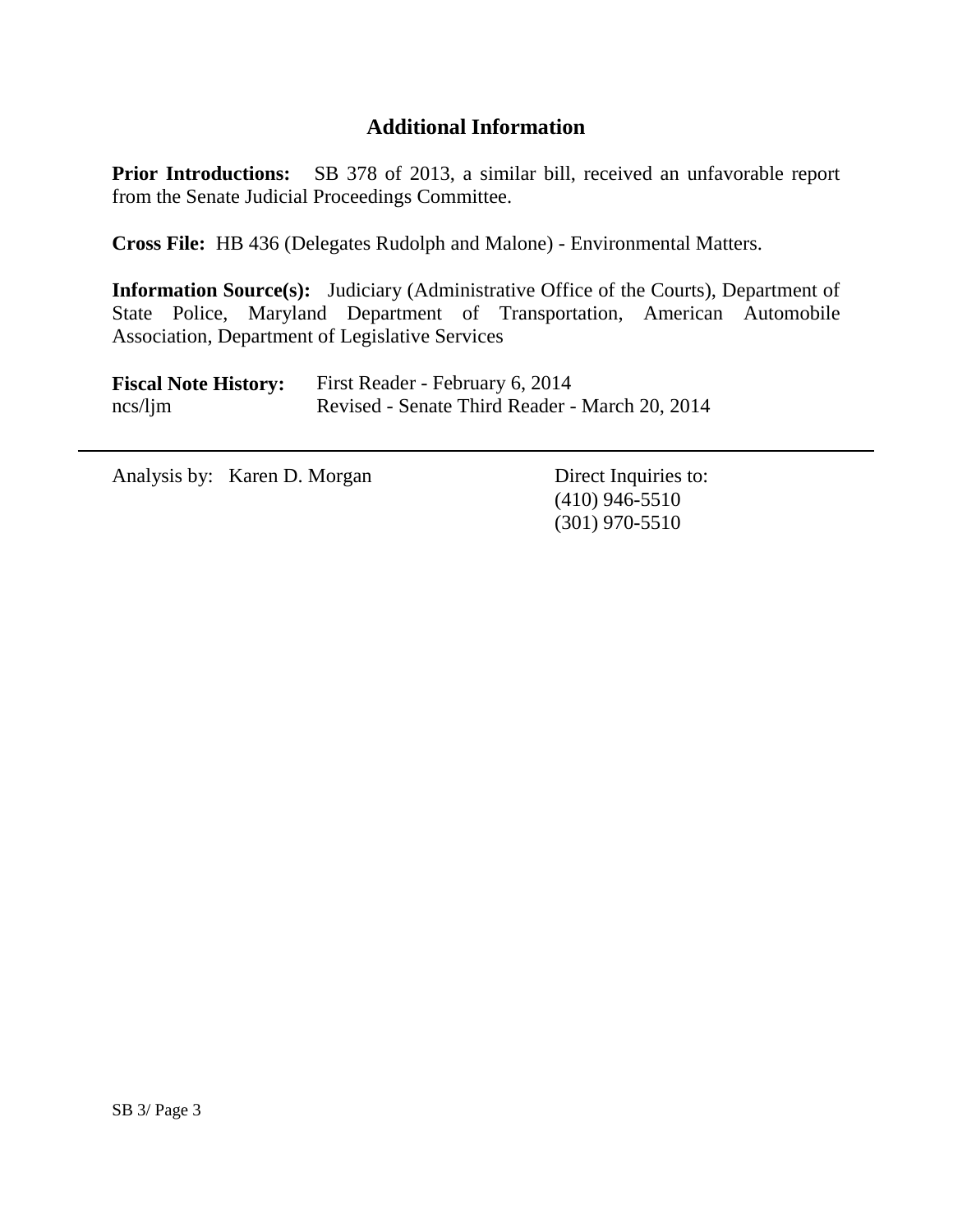## Additional Information

**Prior Introductions:** SB 378 of 2013, a similar bill, received an unfavorable report from the Senate Judicial Proceedings Committee.

**Cross File:** HB 436 (Delegates Rudolph and Malone) - Environmental Matters.

**Information Source(s):** Judiciary (Administrative Office of the Courts), Department of State Police, Maryland Department of Transportation, American Automobile Association, Department of Legislative Services

**Fiscal Note History:** First Reader - February 6, 2014
ncs/ljm Revised - Senate Third Reader - March 20, 2014

---

Analysis by: Karen D. Morgan

Direct Inquiries to:
(410) 946-5510
(301) 970-5510